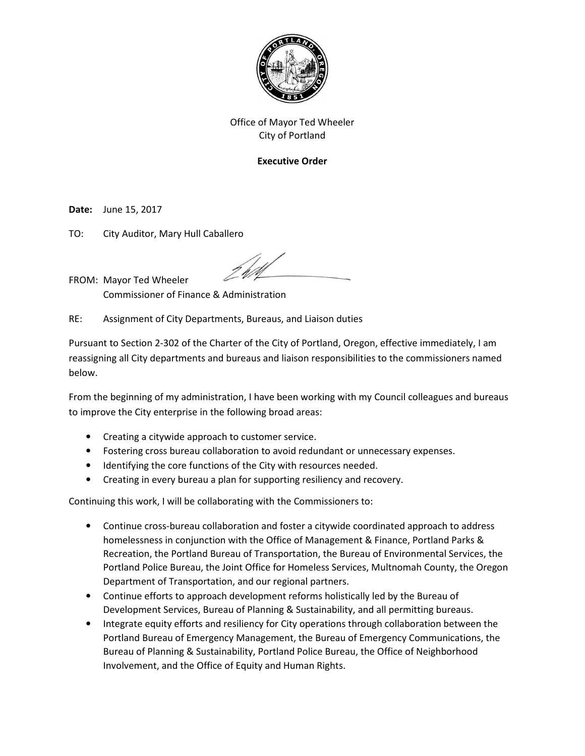Office of Mayor Ted Wheeler
City of Portland

**Executive Order**

**Date:** June 15, 2017

TO: City Auditor, Mary Hull Caballero

FROM: Mayor Ted Wheeler
Commissioner of Finance & Administration

RE: Assignment of City Departments, Bureaus, and Liaison duties

Pursuant to Section 2-302 of the Charter of the City of Portland, Oregon, effective immediately, I am reassigning all City departments and bureaus and liaison responsibilities to the commissioners named below.

From the beginning of my administration, I have been working with my Council colleagues and bureaus to improve the City enterprise in the following broad areas:

- Creating a citywide approach to customer service.
- Fostering cross bureau collaboration to avoid redundant or unnecessary expenses.
- Identifying the core functions of the City with resources needed.
- Creating in every bureau a plan for supporting resiliency and recovery.

Continuing this work, I will be collaborating with the Commissioners to:

- Continue cross-bureau collaboration and foster a citywide coordinated approach to address homelessness in conjunction with the Office of Management & Finance, Portland Parks & Recreation, the Portland Bureau of Transportation, the Bureau of Environmental Services, the Portland Police Bureau, the Joint Office for Homeless Services, Multnomah County, the Oregon Department of Transportation, and our regional partners.
- Continue efforts to approach development reforms holistically led by the Bureau of Development Services, Bureau of Planning & Sustainability, and all permitting bureaus.
- Integrate equity efforts and resiliency for City operations through collaboration between the Portland Bureau of Emergency Management, the Bureau of Emergency Communications, the Bureau of Planning & Sustainability, Portland Police Bureau, the Office of Neighborhood Involvement, and the Office of Equity and Human Rights.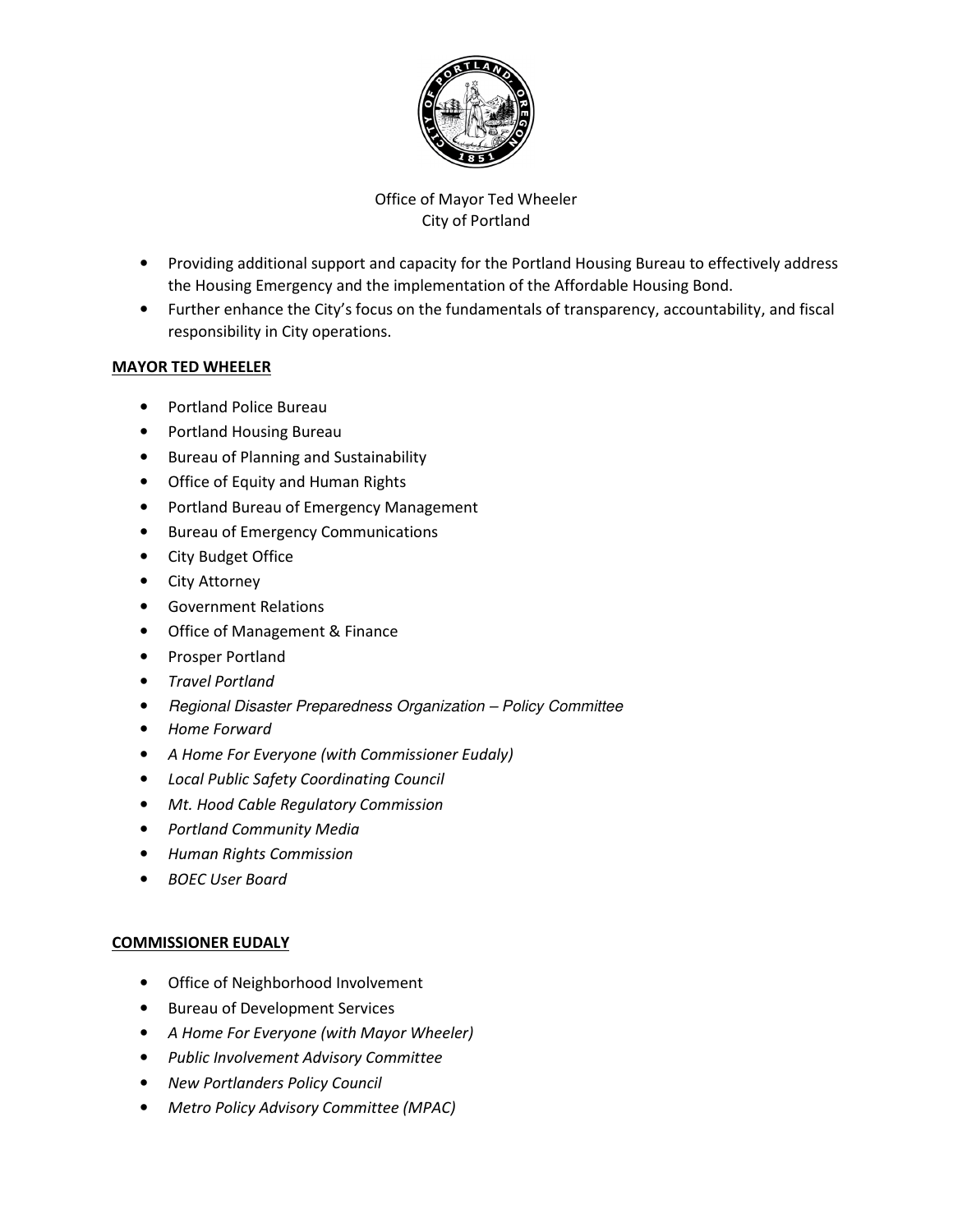Office of Mayor Ted Wheeler
City of Portland

- Providing additional support and capacity for the Portland Housing Bureau to effectively address the Housing Emergency and the implementation of the Affordable Housing Bond.
- Further enhance the City's focus on the fundamentals of transparency, accountability, and fiscal responsibility in City operations.

**MAYOR TED WHEELER**

- Portland Police Bureau
- Portland Housing Bureau
- Bureau of Planning and Sustainability
- Office of Equity and Human Rights
- Portland Bureau of Emergency Management
- Bureau of Emergency Communications
- City Budget Office
- City Attorney
- Government Relations
- Office of Management & Finance
- Prosper Portland
- *Travel Portland*
- *Regional Disaster Preparedness Organization – Policy Committee*
- *Home Forward*
- *A Home For Everyone (with Commissioner Eudaly)*
- *Local Public Safety Coordinating Council*
- *Mt. Hood Cable Regulatory Commission*
- *Portland Community Media*
- *Human Rights Commission*
- *BOEC User Board*

**COMMISSIONER EUDALY**

- Office of Neighborhood Involvement
- Bureau of Development Services
- *A Home For Everyone (with Mayor Wheeler)*
- *Public Involvement Advisory Committee*
- *New Portlanders Policy Council*
- *Metro Policy Advisory Committee (MPAC)*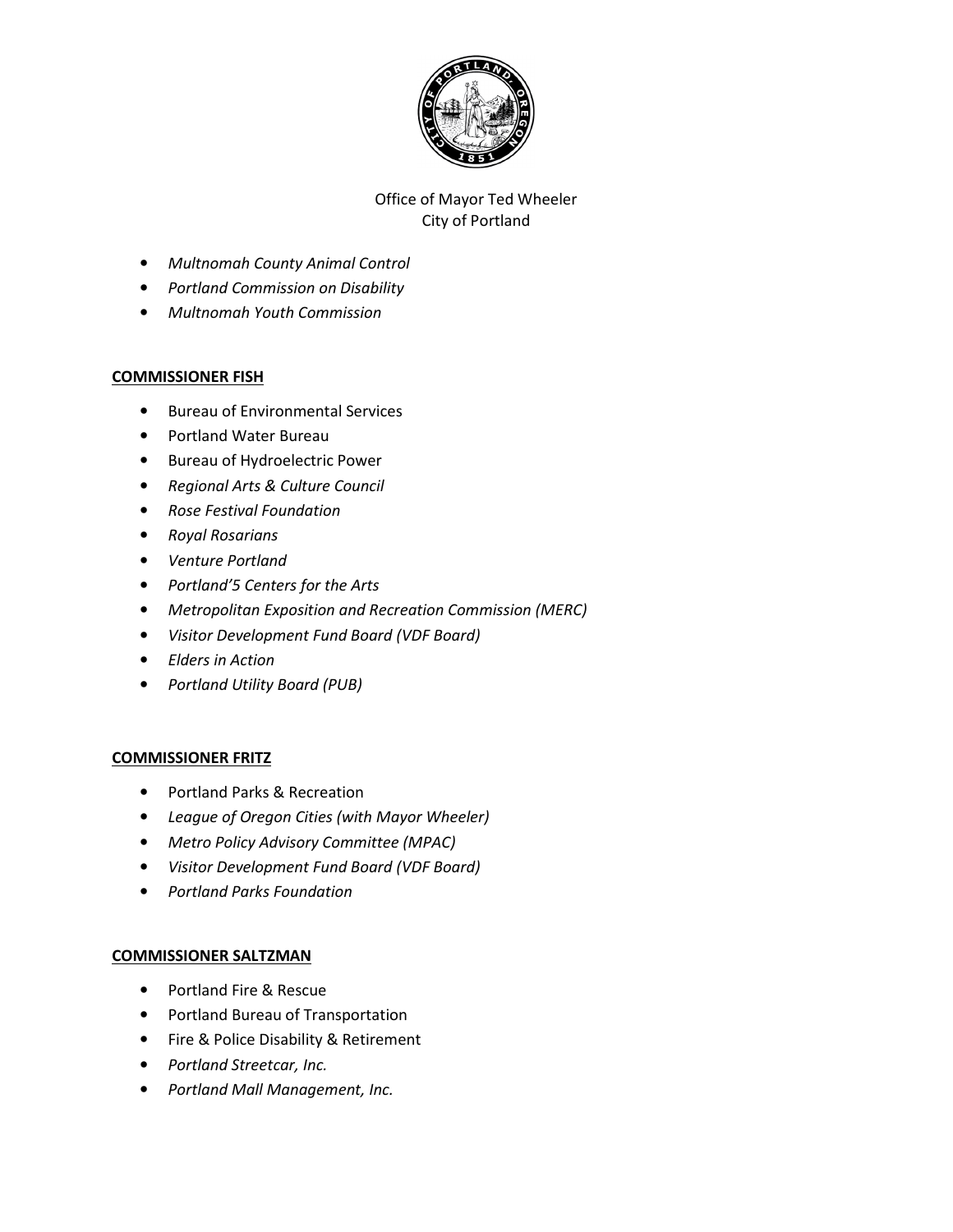- *Multnomah County Animal Control*
- *Portland Commission on Disability*
- *Multnomah Youth Commission*

**COMMISSIONER FISH**

- Bureau of Environmental Services
- Portland Water Bureau
- Bureau of Hydroelectric Power
- *Regional Arts & Culture Council*
- *Rose Festival Foundation*
- *Royal Rosarians*
- *Venture Portland*
- *Portland'5 Centers for the Arts*
- *Metropolitan Exposition and Recreation Commission (MERC)*
- *Visitor Development Fund Board (VDF Board)*
- *Elders in Action*
- *Portland Utility Board (PUB)*

**COMMISSIONER FRITZ**

- Portland Parks & Recreation
- *League of Oregon Cities (with Mayor Wheeler)*
- *Metro Policy Advisory Committee (MPAC)*
- *Visitor Development Fund Board (VDF Board)*
- *Portland Parks Foundation*

**COMMISSIONER SALTZMAN**

- Portland Fire & Rescue
- Portland Bureau of Transportation
- Fire & Police Disability & Retirement
- *Portland Streetcar, Inc.*
- *Portland Mall Management, Inc.*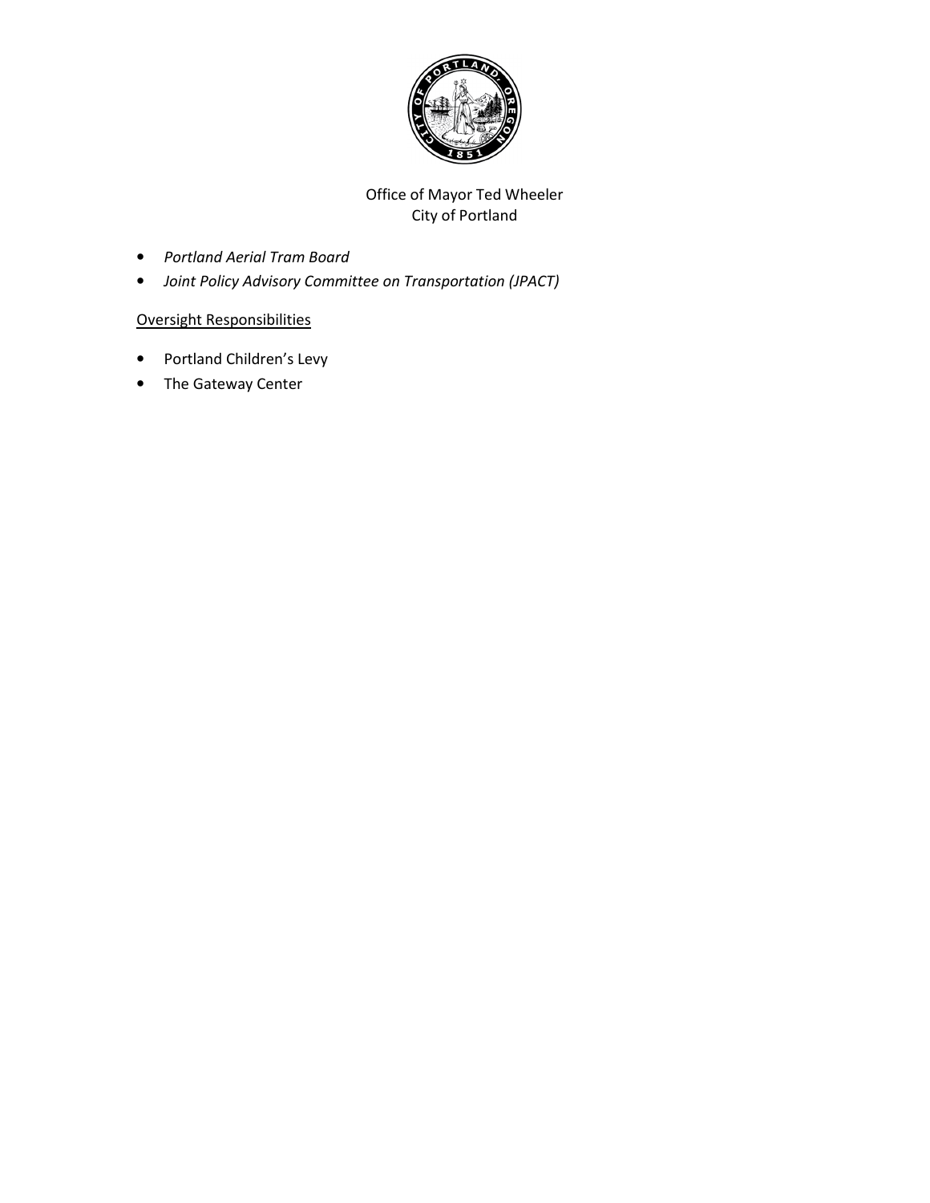Office of Mayor Ted Wheeler
City of Portland

- *Portland Aerial Tram Board*
- *Joint Policy Advisory Committee on Transportation (JPACT)*

Oversight Responsibilities

- Portland Children's Levy
- The Gateway Center